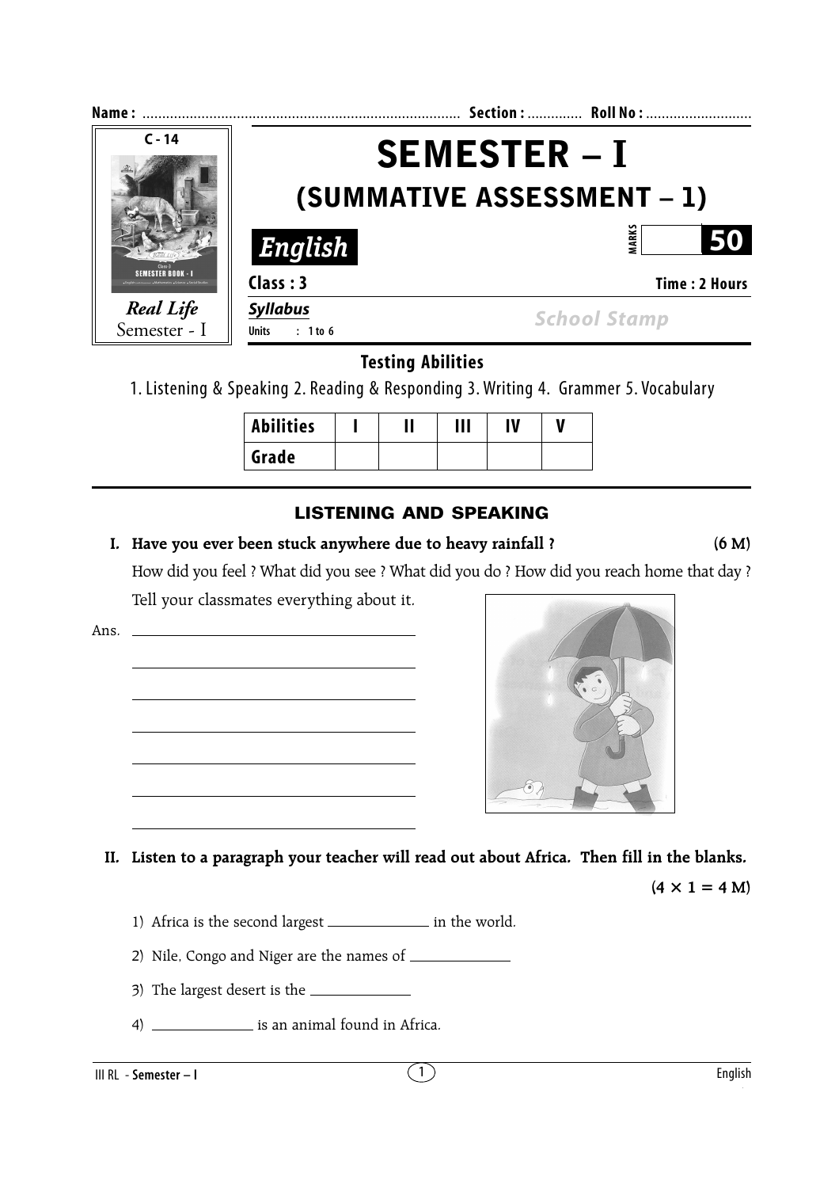**Name :** ................................................................................ **Section :** ............. **Roll No :** ..........................

C - 14

*Real Life*
Semester - I

# SEMESTER – I
## (SUMMATIVE ASSESSMENT – 1)

***English***

MARKS **50**

**Class : 3** **Time : 2 Hours**

***Syllabus***
**Units : 1 to 6**

*School Stamp*

### Testing Abilities

1. Listening & Speaking 2. Reading & Responding 3. Writing 4. Grammer 5. Vocabulary

| Abilities | I | II | III | IV | V |
|---|---|---|---|---|---|
| Grade | | | | | |

## LISTENING AND SPEAKING

**I. Have you ever been stuck anywhere due to heavy rainfall ?** **(6 M)**

How did you feel ? What did you see ? What did you do ? How did you reach home that day ? Tell your classmates everything about it.

Ans. ______________________________________

______________________________________

______________________________________

______________________________________

______________________________________

______________________________________

______________________________________

**II. Listen to a paragraph your teacher will read out about Africa. Then fill in the blanks.**

**(4 × 1 = 4 M)**

1) Africa is the second largest ____________ in the world.

2) Nile, Congo and Niger are the names of ____________

3) The largest desert is the ____________

4) ____________ is an animal found in Africa.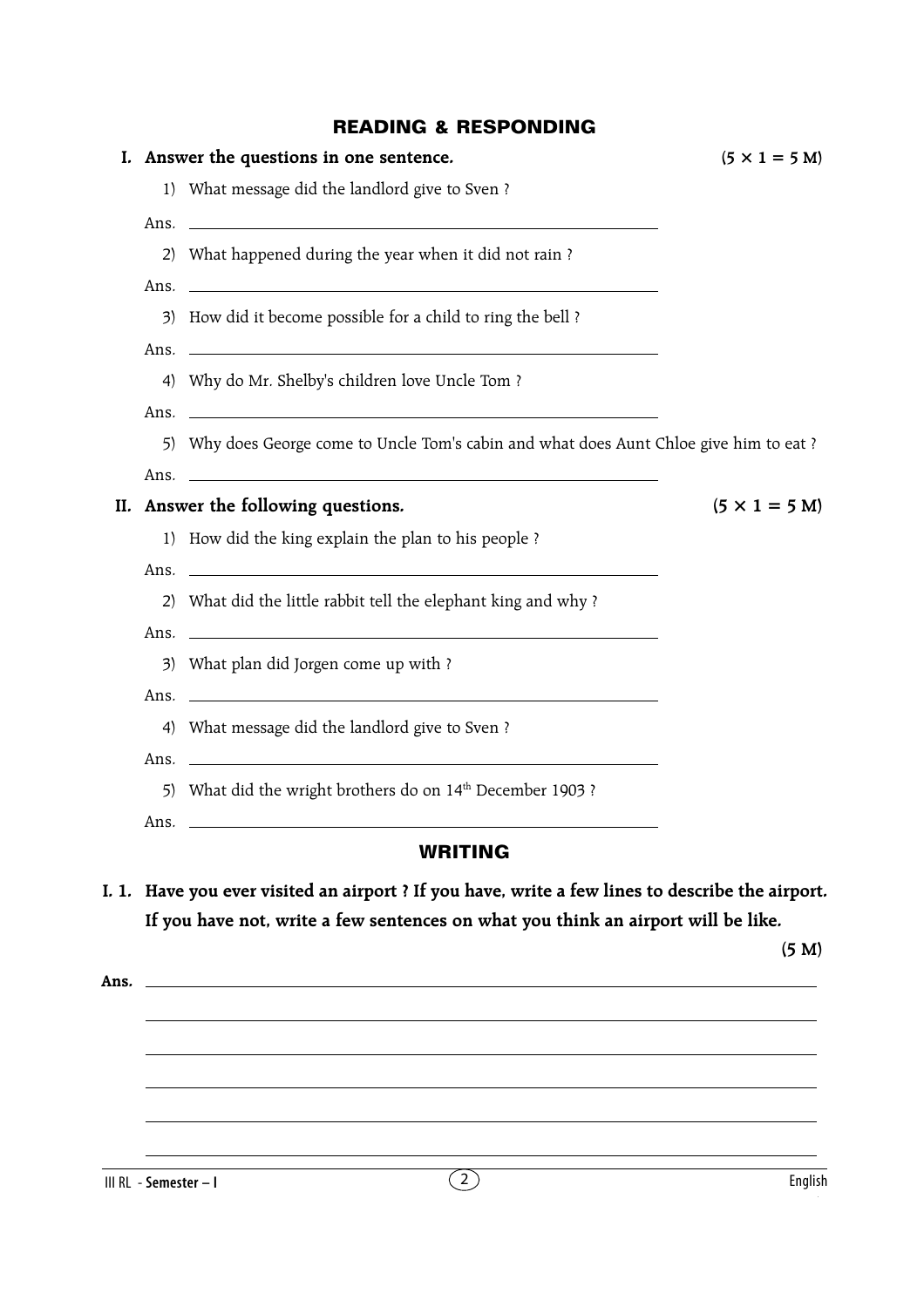## READING & RESPONDING

**I. Answer the questions in one sentence.** **(5 × 1 = 5 M)**

1) What message did the landlord give to Sven ?

Ans. ______________________________

2) What happened during the year when it did not rain ?

Ans. ______________________________

3) How did it become possible for a child to ring the bell ?

Ans. ______________________________

4) Why do Mr. Shelby's children love Uncle Tom ?

Ans. ______________________________

5) Why does George come to Uncle Tom's cabin and what does Aunt Chloe give him to eat ?

Ans. ______________________________

**II. Answer the following questions.** **(5 × 1 = 5 M)**

1) How did the king explain the plan to his people ?

Ans. ______________________________

2) What did the little rabbit tell the elephant king and why ?

Ans. ______________________________

3) What plan did Jorgen come up with ?

Ans. ______________________________

4) What message did the landlord give to Sven ?

Ans. ______________________________

5) What did the wright brothers do on 14th December 1903 ?

Ans. ______________________________

## WRITING

**I. 1. Have you ever visited an airport ? If you have, write a few lines to describe the airport. If you have not, write a few sentences on what you think an airport will be like.**

**(5 M)**

**Ans.** ______________________________

______________________________

______________________________

______________________________

______________________________

______________________________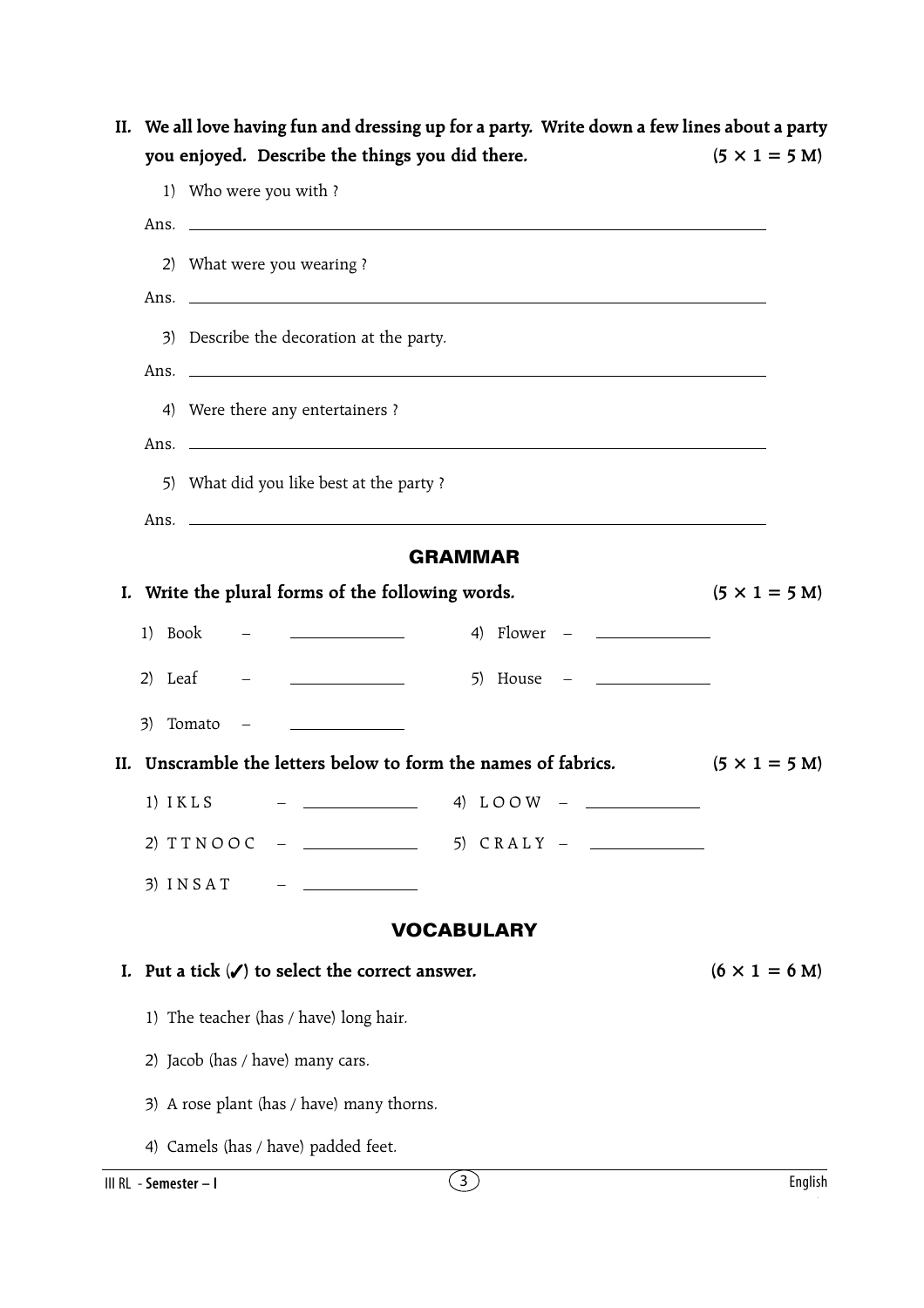**II. We all love having fun and dressing up for a party. Write down a few lines about a party you enjoyed. Describe the things you did there.** **(5 × 1 = 5 M)**

1) Who were you with ?

Ans. ______________________________________________

2) What were you wearing ?

Ans. ______________________________________________

3) Describe the decoration at the party.

Ans. ______________________________________________

4) Were there any entertainers ?

Ans. ______________________________________________

5) What did you like best at the party ?

Ans. ______________________________________________

## GRAMMAR

**I. Write the plural forms of the following words.** **(5 × 1 = 5 M)**

1) Book – ____________
2) Leaf – ____________
3) Tomato – ____________
4) Flower – ____________
5) House – ____________

**II. Unscramble the letters below to form the names of fabrics.** **(5 × 1 = 5 M)**

1) I K L S – ____________
2) T T N O O C – ____________
3) I N S A T – ____________
4) L O O W – ____________
5) C R A L Y – ____________

## VOCABULARY

**I. Put a tick (✓) to select the correct answer.** **(6 × 1 = 6 M)**

1) The teacher (has / have) long hair.

2) Jacob (has / have) many cars.

3) A rose plant (has / have) many thorns.

4) Camels (has / have) padded feet.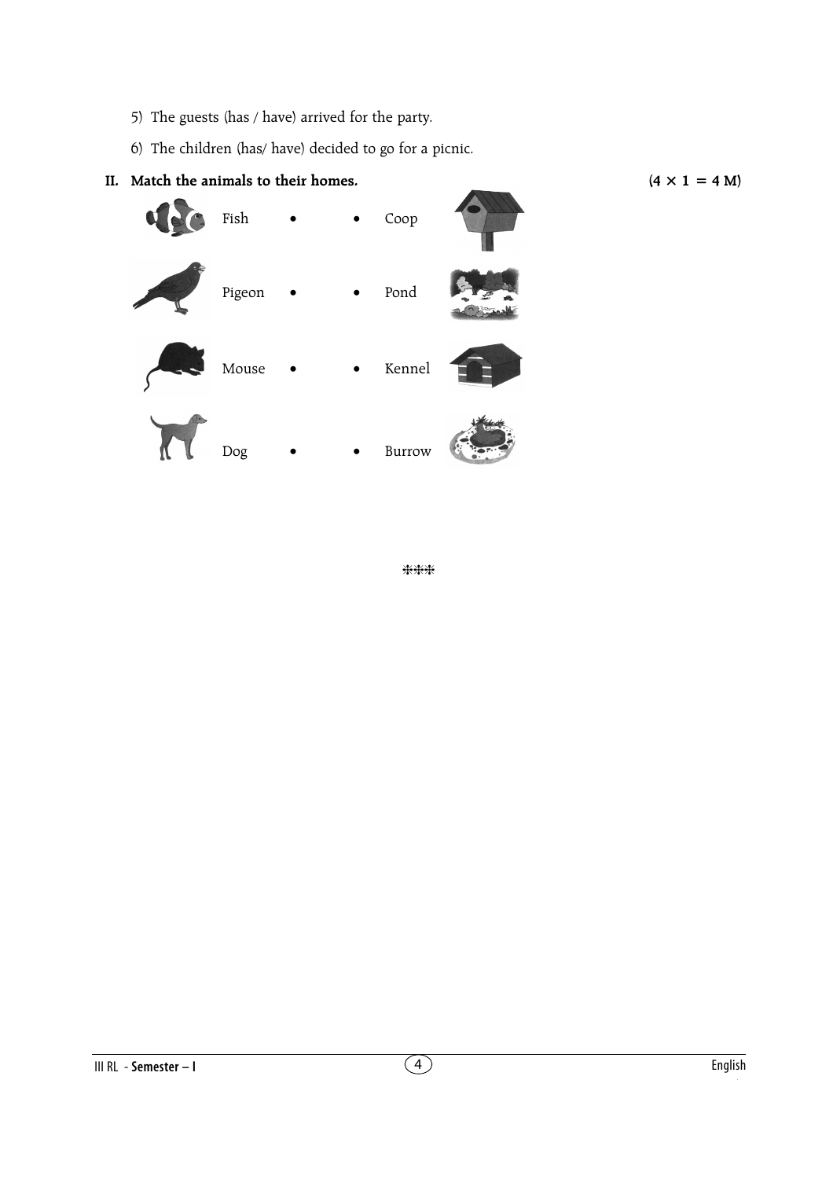5) The guests (has / have) arrived for the party.

6) The children (has/ have) decided to go for a picnic.

**II. Match the animals to their homes.** **(4 × 1 = 4 M)**

| | |
|---|---|
| Fish • | • Coop |
| Pigeon • | • Pond |
| Mouse • | • Kennel |
| Dog • | • Burrow |

***